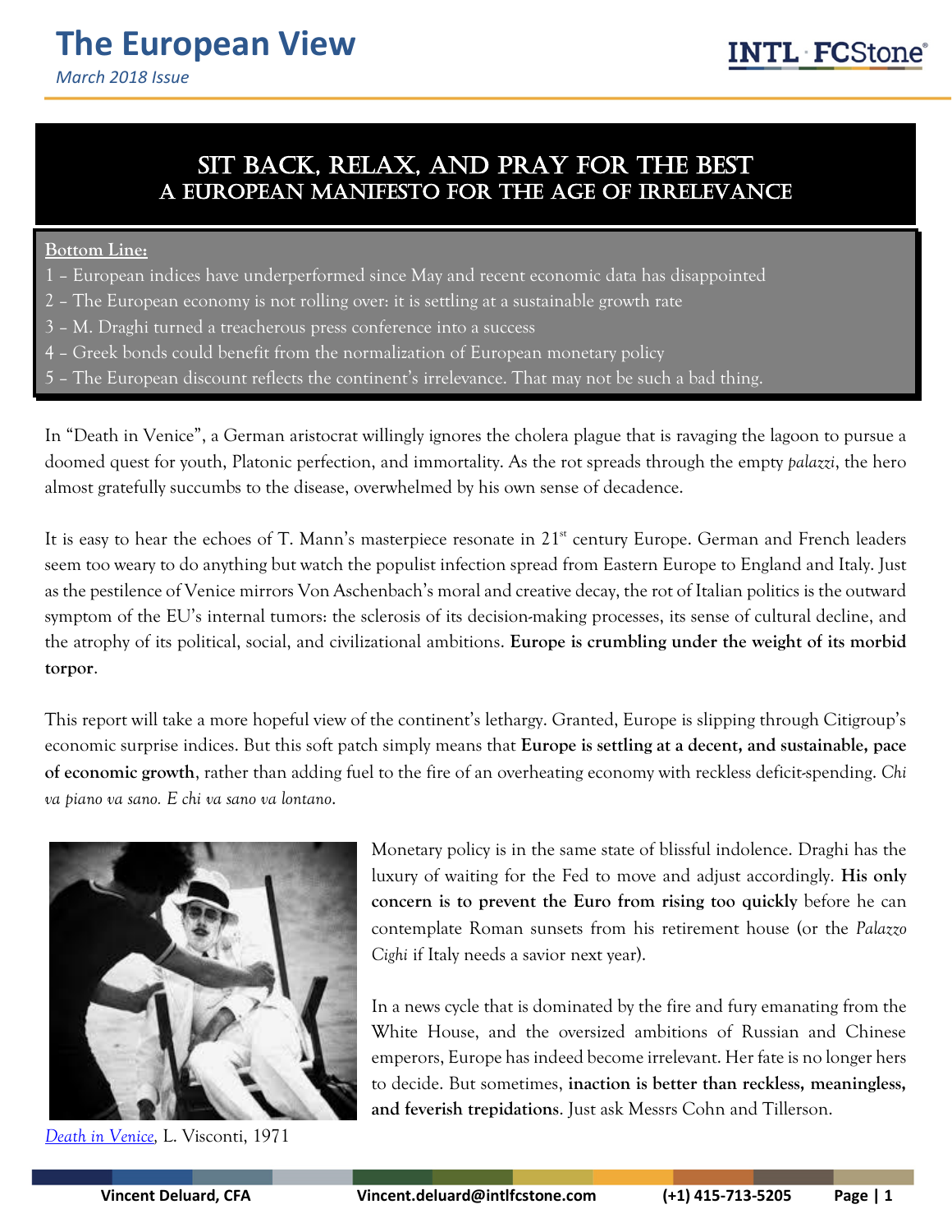# The European View

*March 2018 Issue*

## SIT BACK, RELAX, AND PRAY FOR THE BEST
### A EUROPEAN MANIFESTO FOR THE AGE OF IRRELEVANCE

**Bottom Line:**

1 – European indices have underperformed since May and recent economic data has disappointed
2 – The European economy is not rolling over: it is settling at a sustainable growth rate
3 – M. Draghi turned a treacherous press conference into a success
4 – Greek bonds could benefit from the normalization of European monetary policy
5 – The European discount reflects the continent's irrelevance. That may not be such a bad thing.

In "Death in Venice", a German aristocrat willingly ignores the cholera plague that is ravaging the lagoon to pursue a doomed quest for youth, Platonic perfection, and immortality. As the rot spreads through the empty *palazzi*, the hero almost gratefully succumbs to the disease, overwhelmed by his own sense of decadence.

It is easy to hear the echoes of T. Mann's masterpiece resonate in 21st century Europe. German and French leaders seem too weary to do anything but watch the populist infection spread from Eastern Europe to England and Italy. Just as the pestilence of Venice mirrors Von Aschenbach's moral and creative decay, the rot of Italian politics is the outward symptom of the EU's internal tumors: the sclerosis of its decision-making processes, its sense of cultural decline, and the atrophy of its political, social, and civilizational ambitions. **Europe is crumbling under the weight of its morbid torpor**.

This report will take a more hopeful view of the continent's lethargy. Granted, Europe is slipping through Citigroup's economic surprise indices. But this soft patch simply means that **Europe is settling at a decent, and sustainable, pace of economic growth**, rather than adding fuel to the fire of an overheating economy with reckless deficit-spending. *Chi va piano va sano. E chi va sano va lontano.*

*Death in Venice*, L. Visconti, 1971

Monetary policy is in the same state of blissful indolence. Draghi has the luxury of waiting for the Fed to move and adjust accordingly. **His only concern is to prevent the Euro from rising too quickly** before he can contemplate Roman sunsets from his retirement house (or the *Palazzo Cighi* if Italy needs a savior next year).

In a news cycle that is dominated by the fire and fury emanating from the White House, and the oversized ambitions of Russian and Chinese emperors, Europe has indeed become irrelevant. Her fate is no longer hers to decide. But sometimes, **inaction is better than reckless, meaningless, and feverish trepidations**. Just ask Messrs Cohn and Tillerson.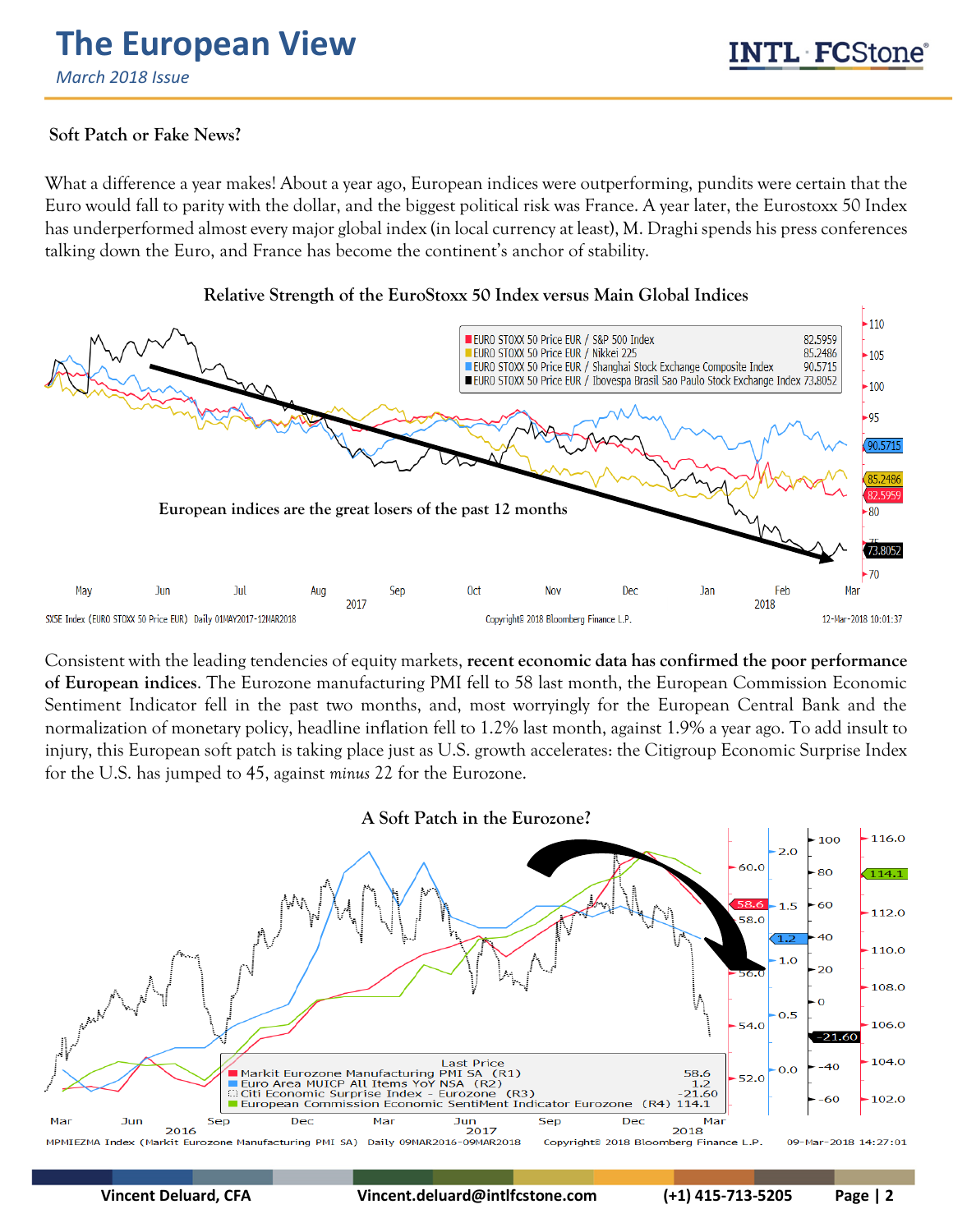### Soft Patch or Fake News?

What a difference a year makes! About a year ago, European indices were outperforming, pundits were certain that the Euro would fall to parity with the dollar, and the biggest political risk was France. A year later, the Eurostoxx 50 Index has underperformed almost every major global index (in local currency at least), M. Draghi spends his press conferences talking down the Euro, and France has become the continent's anchor of stability.

**Relative Strength of the EuroStoxx 50 Index versus Main Global Indices**

Consistent with the leading tendencies of equity markets, **recent economic data has confirmed the poor performance of European indices**. The Eurozone manufacturing PMI fell to 58 last month, the European Commission Economic Sentiment Indicator fell in the past two months, and, most worryingly for the European Central Bank and the normalization of monetary policy, headline inflation fell to 1.2% last month, against 1.9% a year ago. To add insult to injury, this European soft patch is taking place just as U.S. growth accelerates: the Citigroup Economic Surprise Index for the U.S. has jumped to 45, against *minus* 22 for the Eurozone.

**A Soft Patch in the Eurozone?**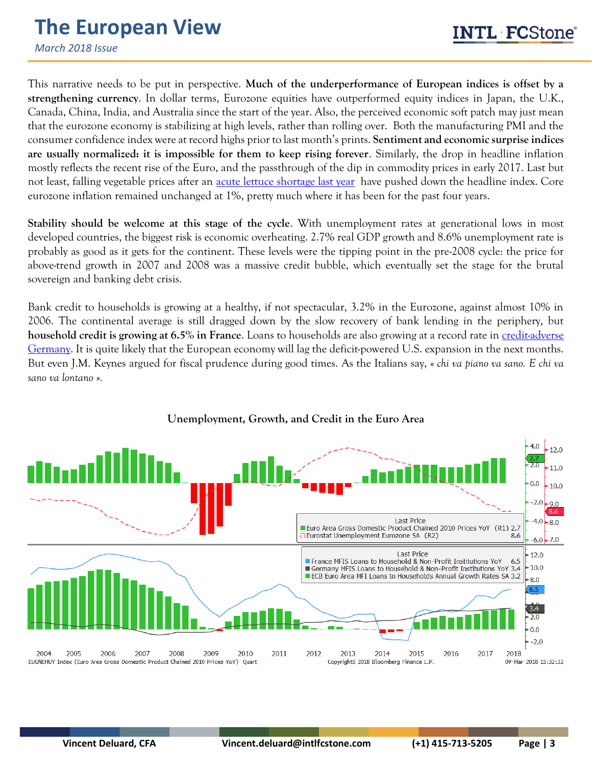This narrative needs to be put in perspective. **Much of the underperformance of European indices is offset by a strengthening currency**. In dollar terms, Eurozone equities have outperformed equity indices in Japan, the U.K., Canada, China, India, and Australia since the start of the year. Also, the perceived economic soft patch may just mean that the eurozone economy is stabilizing at high levels, rather than rolling over. Both the manufacturing PMI and the consumer confidence index were at record highs prior to last month's prints. **Sentiment and economic surprise indices are usually normalized: it is impossible for them to keep rising forever**. Similarly, the drop in headline inflation mostly reflects the recent rise of the Euro, and the passthrough of the dip in commodity prices in early 2017. Last but not least, falling vegetable prices after an acute lettuce shortage last year have pushed down the headline index. Core eurozone inflation remained unchanged at 1%, pretty much where it has been for the past four years.

**Stability should be welcome at this stage of the cycle**. With unemployment rates at generational lows in most developed countries, the biggest risk is economic overheating. 2.7% real GDP growth and 8.6% unemployment rate is probably as good as it gets for the continent. These levels were the tipping point in the pre-2008 cycle: the price for above-trend growth in 2007 and 2008 was a massive credit bubble, which eventually set the stage for the brutal sovereign and banking debt crisis.

Bank credit to households is growing at a healthy, if not spectacular, 3.2% in the Eurozone, against almost 10% in 2006. The continental average is still dragged down by the slow recovery of bank lending in the periphery, but **household credit is growing at 6.5% in France**. Loans to households are also growing at a record rate in credit-adverse Germany. It is quite likely that the European economy will lag the deficit-powered U.S. expansion in the next months. But even J.M. Keynes argued for fiscal prudence during good times. As the Italians say, *« chi va piano va sano. E chi va sano va lontano »*.

**Unemployment, Growth, and Credit in the Euro Area**

| Last Price | |
|---|---|
| Euro Area Gross Domestic Product Chained 2010 Prices YoY (R1) | 2.7 |
| Eurostat Unemployment Eurozone SA (R2) | 8.6 |
| France MFIS Loans to Household & Non-Profit Institutions YoY | 6.5 |
| Germany MFIS Loans to Household & Non-Profit Institutions YoY | 3.4 |
| ECB Euro Area MFI Loans to Households Annual Growth Rates SA | 3.2 |

EUGNEMUY Index (Euro Area Gross Domestic Product Chained 2010 Prices YoY) Quart — Copyright© 2018 Bloomberg Finance L.P. — 09-Mar-2018 15:32:32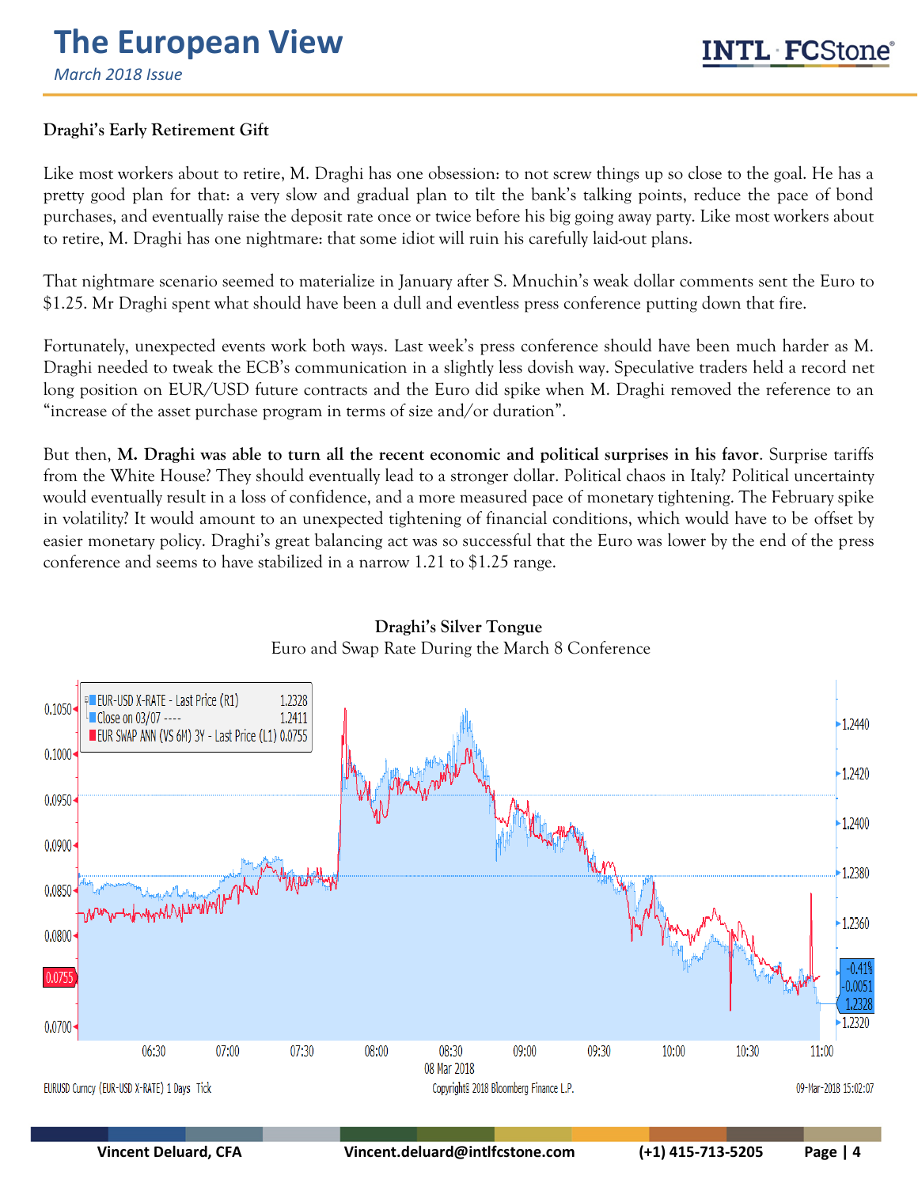**Draghi's Early Retirement Gift**

Like most workers about to retire, M. Draghi has one obsession: to not screw things up so close to the goal. He has a pretty good plan for that: a very slow and gradual plan to tilt the bank's talking points, reduce the pace of bond purchases, and eventually raise the deposit rate once or twice before his big going away party. Like most workers about to retire, M. Draghi has one nightmare: that some idiot will ruin his carefully laid-out plans.

That nightmare scenario seemed to materialize in January after S. Mnuchin's weak dollar comments sent the Euro to $1.25. Mr Draghi spent what should have been a dull and eventless press conference putting down that fire.

Fortunately, unexpected events work both ways. Last week's press conference should have been much harder as M. Draghi needed to tweak the ECB's communication in a slightly less dovish way. Speculative traders held a record net long position on EUR/USD future contracts and the Euro did spike when M. Draghi removed the reference to an "increase of the asset purchase program in terms of size and/or duration".

But then, **M. Draghi was able to turn all the recent economic and political surprises in his favor**. Surprise tariffs from the White House? They should eventually lead to a stronger dollar. Political chaos in Italy? Political uncertainty would eventually result in a loss of confidence, and a more measured pace of monetary tightening. The February spike in volatility? It would amount to an unexpected tightening of financial conditions, which would have to be offset by easier monetary policy. Draghi's great balancing act was so successful that the Euro was lower by the end of the press conference and seems to have stabilized in a narrow 1.21 to $1.25 range.

**Draghi's Silver Tongue**

Euro and Swap Rate During the March 8 Conference

EURUSD Curncy (EUR-USD X-RATE) 1 Days Tick — Copyright© 2018 Bloomberg Finance L.P. — 09-Mar-2018 15:02:07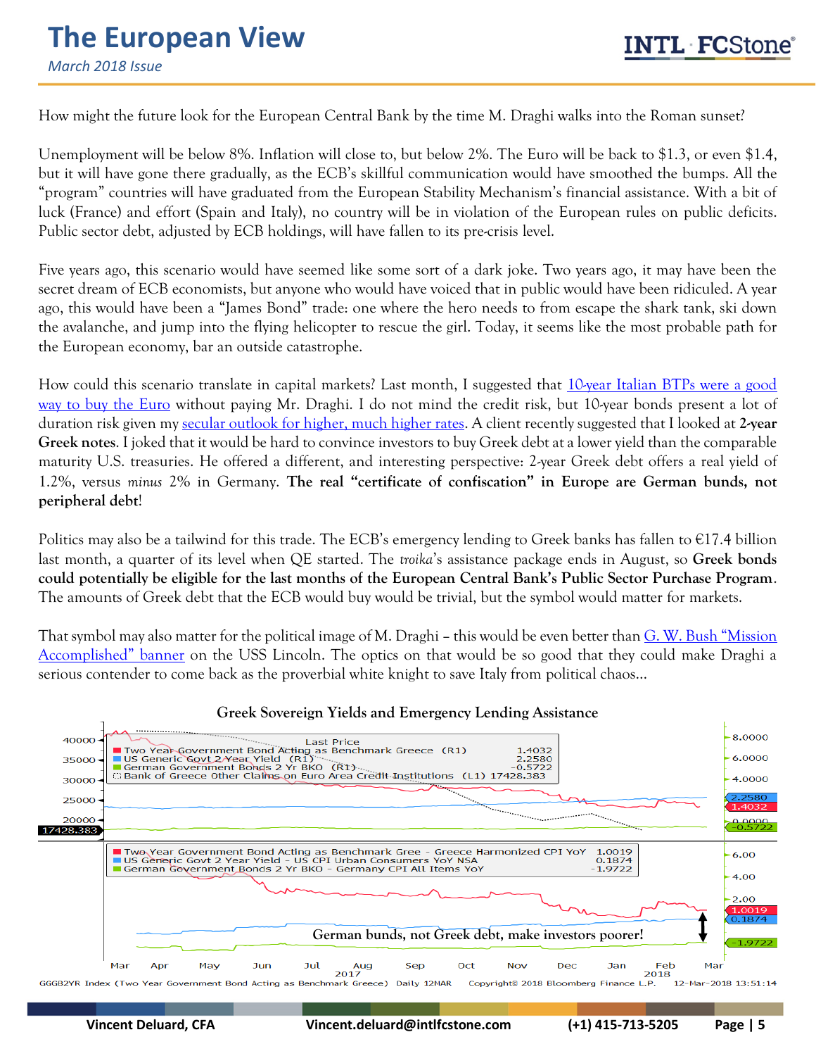How might the future look for the European Central Bank by the time M. Draghi walks into the Roman sunset?

Unemployment will be below 8%. Inflation will close to, but below 2%. The Euro will be back to \$1.3, or even \$1.4, but it will have gone there gradually, as the ECB's skillful communication would have smoothed the bumps. All the "program" countries will have graduated from the European Stability Mechanism's financial assistance. With a bit of luck (France) and effort (Spain and Italy), no country will be in violation of the European rules on public deficits. Public sector debt, adjusted by ECB holdings, will have fallen to its pre-crisis level.

Five years ago, this scenario would have seemed like some sort of a dark joke. Two years ago, it may have been the secret dream of ECB economists, but anyone who would have voiced that in public would have been ridiculed. A year ago, this would have been a "James Bond" trade: one where the hero needs to from escape the shark tank, ski down the avalanche, and jump into the flying helicopter to rescue the girl. Today, it seems like the most probable path for the European economy, bar an outside catastrophe.

How could this scenario translate in capital markets? Last month, I suggested that 10-year Italian BTPs were a good way to buy the Euro without paying Mr. Draghi. I do not mind the credit risk, but 10-year bonds present a lot of duration risk given my secular outlook for higher, much higher rates. A client recently suggested that I looked at **2-year Greek notes**. I joked that it would be hard to convince investors to buy Greek debt at a lower yield than the comparable maturity U.S. treasuries. He offered a different, and interesting perspective: 2-year Greek debt offers a real yield of 1.2%, versus *minus* 2% in Germany. **The real "certificate of confiscation" in Europe are German bunds, not peripheral debt**!

Politics may also be a tailwind for this trade. The ECB's emergency lending to Greek banks has fallen to €17.4 billion last month, a quarter of its level when QE started. The *troika*'s assistance package ends in August, so **Greek bonds could potentially be eligible for the last months of the European Central Bank's Public Sector Purchase Program**. The amounts of Greek debt that the ECB would buy would be trivial, but the symbol would matter for markets.

That symbol may also matter for the political image of M. Draghi – this would be even better than G. W. Bush "Mission Accomplished" banner on the USS Lincoln. The optics on that would be so good that they could make Draghi a serious contender to come back as the proverbial white knight to save Italy from political chaos…

**Greek Sovereign Yields and Emergency Lending Assistance**

| Last Price | |
|---|---|
| Two Year Government Bond Acting as Benchmark Greece (R1) | 1.4032 |
| US Generic Govt 2 Year Yield (R1) | 2.2580 |
| German Government Bonds 2 Yr BKO (R1) | -0.5722 |
| Bank of Greece Other Claims on Euro Area Credit Institutions (L1) | 17428.383 |

| Series | Value |
|---|---|
| Two Year Government Bond Acting as Benchmark Gree - Greece Harmonized CPI YoY | 1.0019 |
| US Generic Govt 2 Year Yield - US CPI Urban Consumers YoY NSA | 0.1874 |
| German Government Bonds 2 Yr BKO - Germany CPI All Items YoY | -1.9722 |

German bunds, not Greek debt, make investors poorer!

GGGB2YR Index (Two Year Government Bond Acting as Benchmark Greece) Daily 12MAR Copyright© 2018 Bloomberg Finance L.P. 12-Mar-2018 13:51:14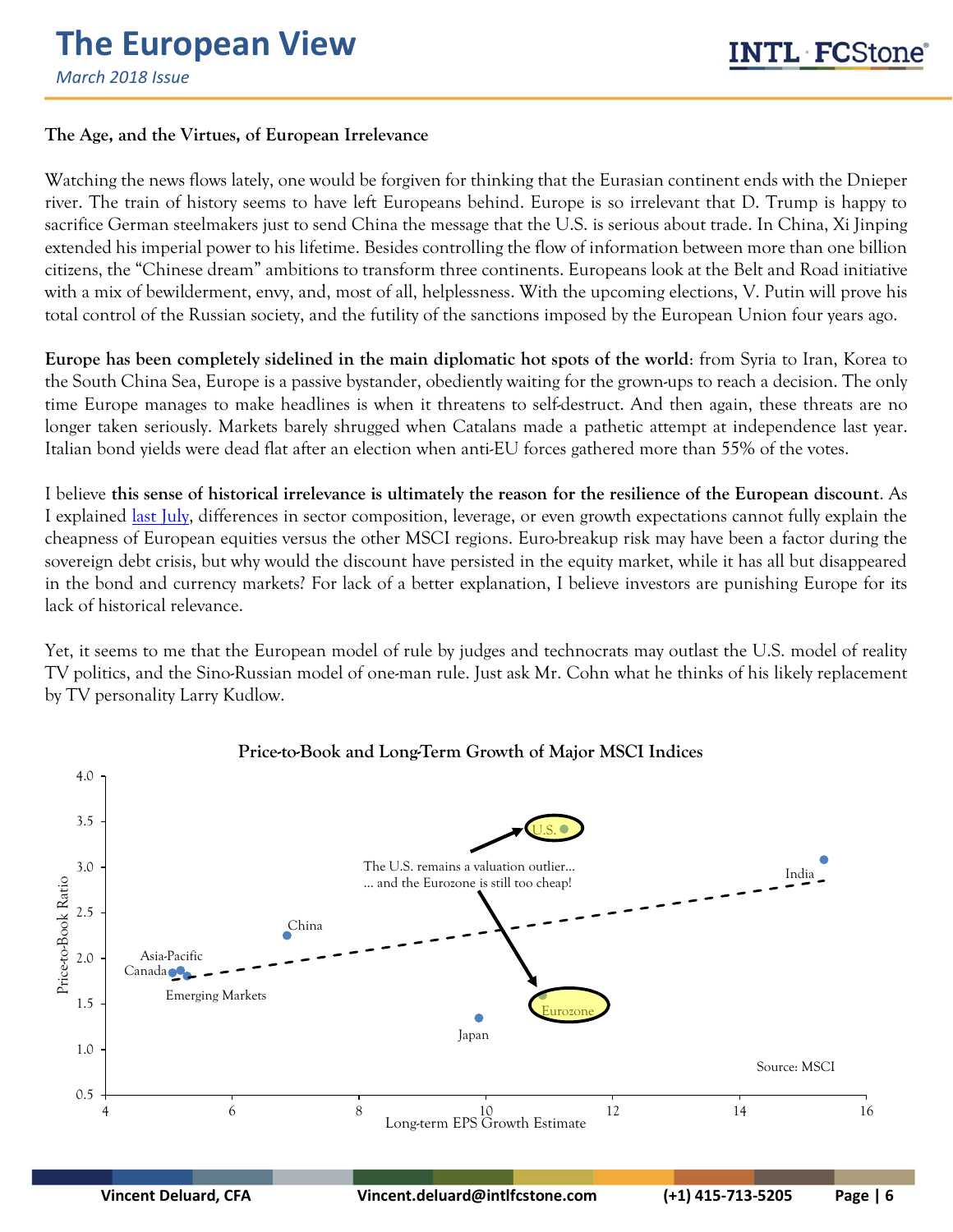### The Age, and the Virtues, of European Irrelevance

Watching the news flows lately, one would be forgiven for thinking that the Eurasian continent ends with the Dnieper river. The train of history seems to have left Europeans behind. Europe is so irrelevant that D. Trump is happy to sacrifice German steelmakers just to send China the message that the U.S. is serious about trade. In China, Xi Jinping extended his imperial power to his lifetime. Besides controlling the flow of information between more than one billion citizens, the "Chinese dream" ambitions to transform three continents. Europeans look at the Belt and Road initiative with a mix of bewilderment, envy, and, most of all, helplessness. With the upcoming elections, V. Putin will prove his total control of the Russian society, and the futility of the sanctions imposed by the European Union four years ago.

**Europe has been completely sidelined in the main diplomatic hot spots of the world**: from Syria to Iran, Korea to the South China Sea, Europe is a passive bystander, obediently waiting for the grown-ups to reach a decision. The only time Europe manages to make headlines is when it threatens to self-destruct. And then again, these threats are no longer taken seriously. Markets barely shrugged when Catalans made a pathetic attempt at independence last year. Italian bond yields were dead flat after an election when anti-EU forces gathered more than 55% of the votes.

I believe **this sense of historical irrelevance is ultimately the reason for the resilience of the European discount**. As I explained last July, differences in sector composition, leverage, or even growth expectations cannot fully explain the cheapness of European equities versus the other MSCI regions. Euro-breakup risk may have been a factor during the sovereign debt crisis, but why would the discount have persisted in the equity market, while it has all but disappeared in the bond and currency markets? For lack of a better explanation, I believe investors are punishing Europe for its lack of historical relevance.

Yet, it seems to me that the European model of rule by judges and technocrats may outlast the U.S. model of reality TV politics, and the Sino-Russian model of one-man rule. Just ask Mr. Cohn what he thinks of his likely replacement by TV personality Larry Kudlow.

**Price-to-Book and Long-Term Growth of Major MSCI Indices**

The U.S. remains a valuation outlier... ... and the Eurozone is still too cheap!

Source: MSCI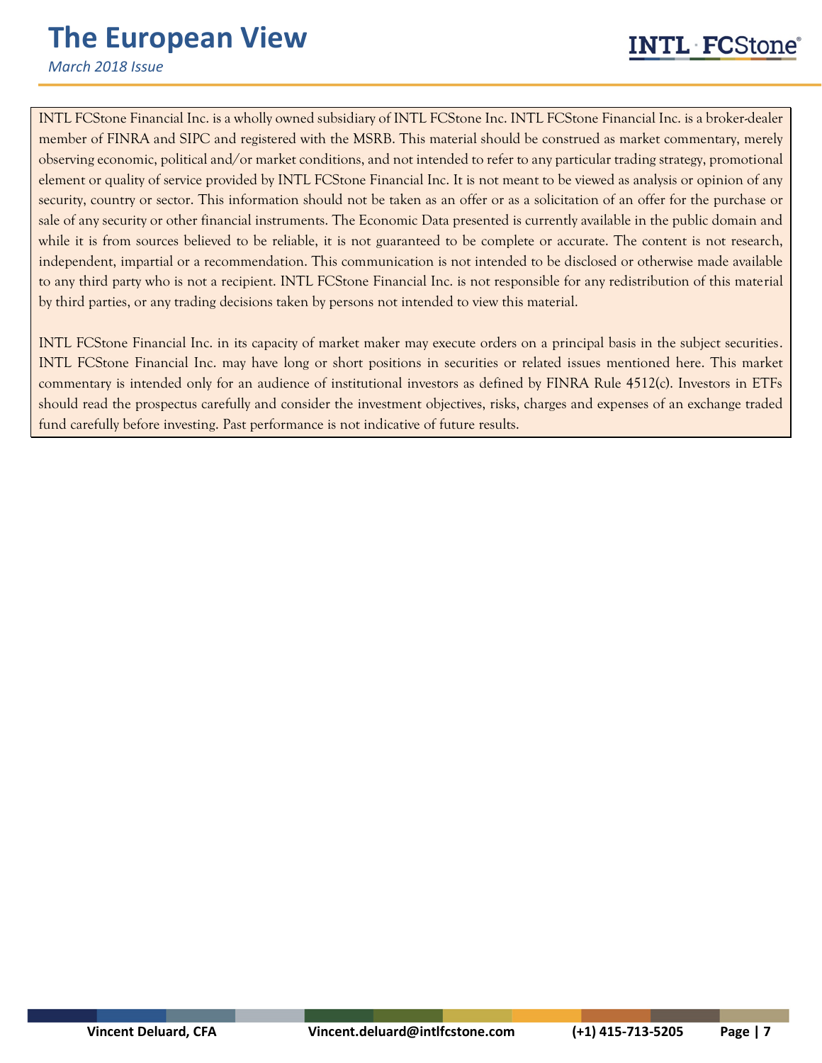INTL FCStone Financial Inc. is a wholly owned subsidiary of INTL FCStone Inc. INTL FCStone Financial Inc. is a broker-dealer member of FINRA and SIPC and registered with the MSRB. This material should be construed as market commentary, merely observing economic, political and/or market conditions, and not intended to refer to any particular trading strategy, promotional element or quality of service provided by INTL FCStone Financial Inc. It is not meant to be viewed as analysis or opinion of any security, country or sector. This information should not be taken as an offer or as a solicitation of an offer for the purchase or sale of any security or other financial instruments. The Economic Data presented is currently available in the public domain and while it is from sources believed to be reliable, it is not guaranteed to be complete or accurate. The content is not research, independent, impartial or a recommendation. This communication is not intended to be disclosed or otherwise made available to any third party who is not a recipient. INTL FCStone Financial Inc. is not responsible for any redistribution of this material by third parties, or any trading decisions taken by persons not intended to view this material.

INTL FCStone Financial Inc. in its capacity of market maker may execute orders on a principal basis in the subject securities. INTL FCStone Financial Inc. may have long or short positions in securities or related issues mentioned here. This market commentary is intended only for an audience of institutional investors as defined by FINRA Rule 4512(c). Investors in ETFs should read the prospectus carefully and consider the investment objectives, risks, charges and expenses of an exchange traded fund carefully before investing. Past performance is not indicative of future results.